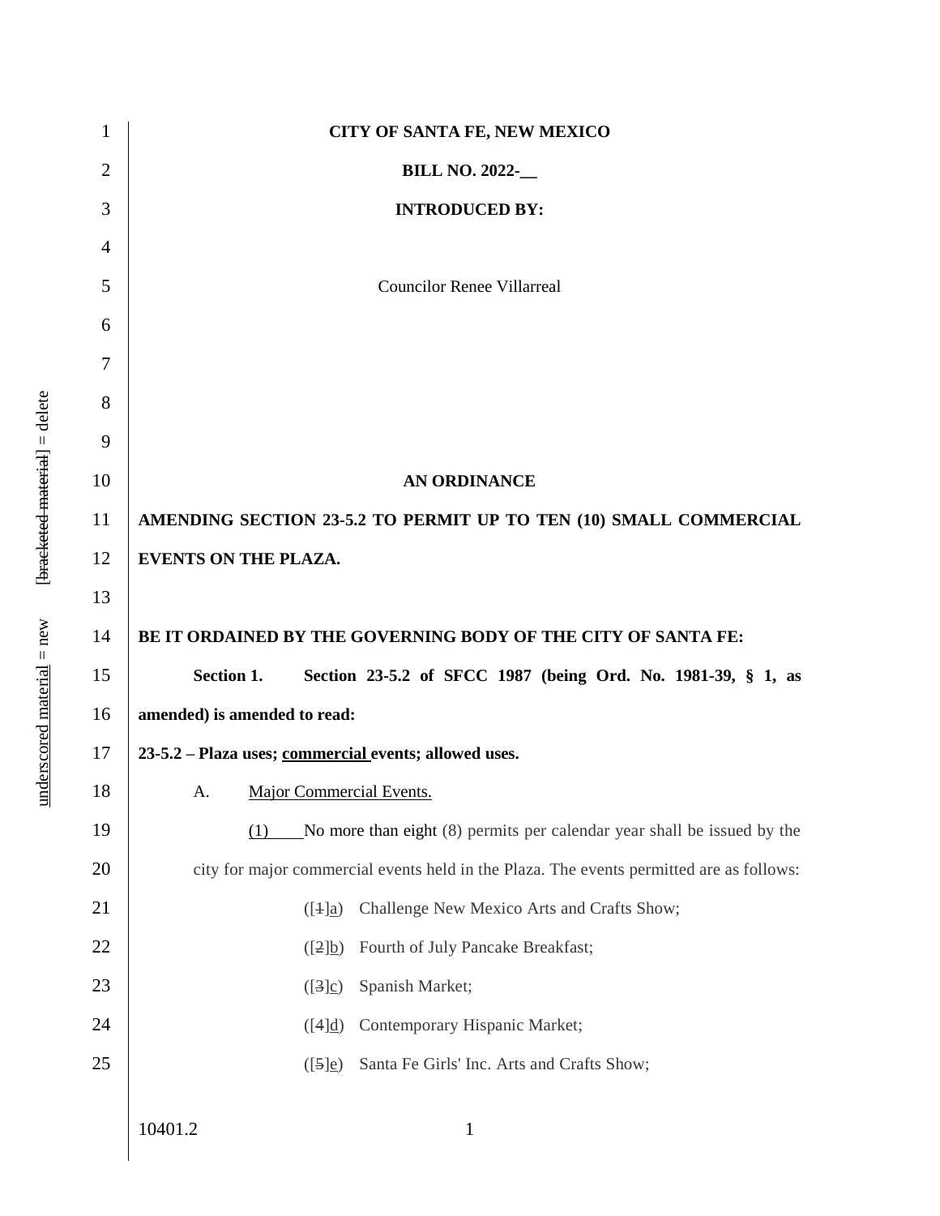**CITY OF SANTA FE, NEW MEXICO**

**BILL NO. 2022-__**

**INTRODUCED BY:**

Councilor Renee Villarreal

**AN ORDINANCE**

**AMENDING SECTION 23-5.2 TO PERMIT UP TO TEN (10) SMALL COMMERCIAL EVENTS ON THE PLAZA.**

**BE IT ORDAINED BY THE GOVERNING BODY OF THE CITY OF SANTA FE:**

**Section 1.** **Section 23-5.2 of SFCC 1987 (being Ord. No. 1981-39, § 1, as amended) is amended to read:**

**23-5.2 – Plaza uses; commercial events; allowed uses.**

A. Major Commercial Events.

(1) No more than eight (8) permits per calendar year shall be issued by the city for major commercial events held in the Plaza. The events permitted are as follows:

([1]a) Challenge New Mexico Arts and Crafts Show;

([2]b) Fourth of July Pancake Breakfast;

([3]c) Spanish Market;

([4]d) Contemporary Hispanic Market;

([5]e) Santa Fe Girls' Inc. Arts and Crafts Show;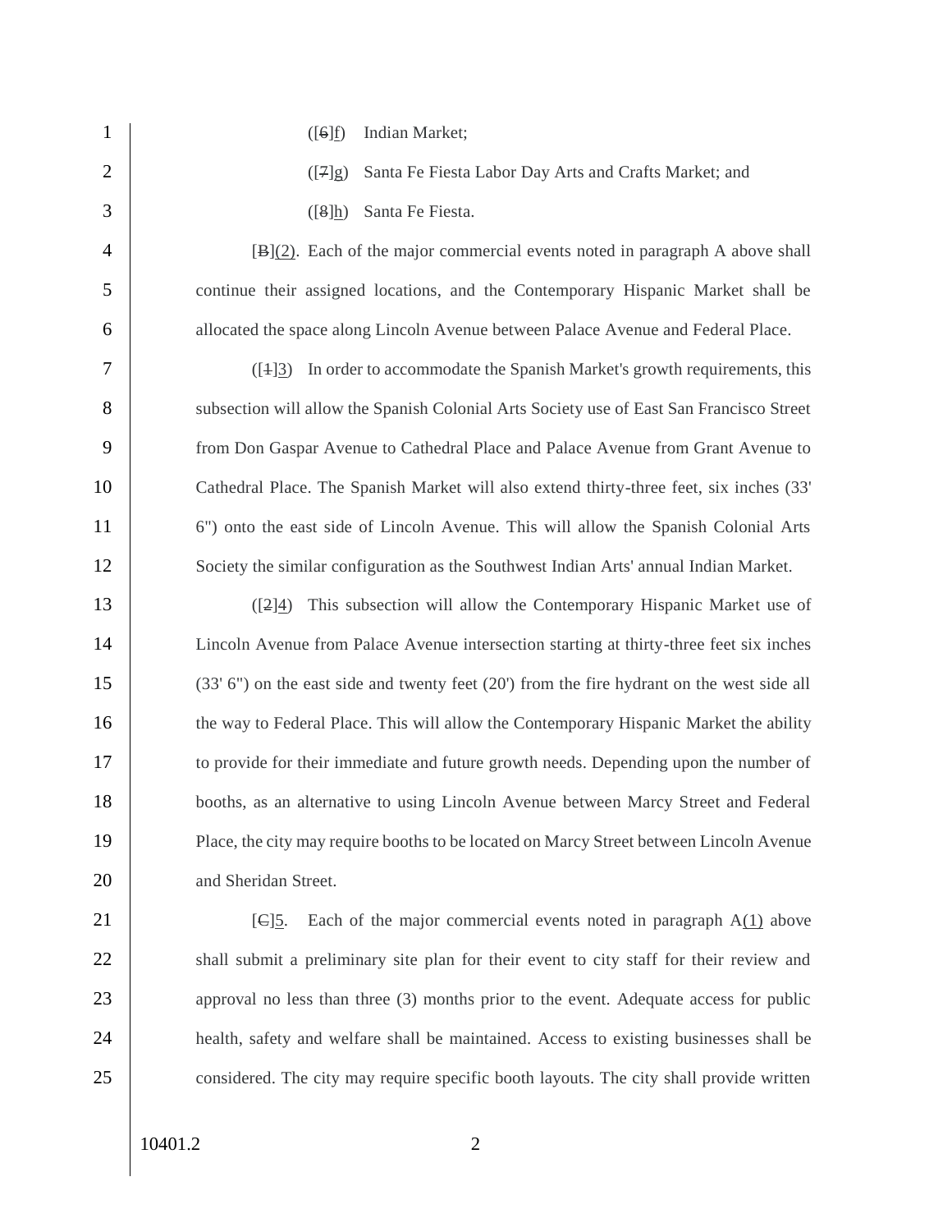([~~6~~]f) Indian Market;

([~~7~~]g) Santa Fe Fiesta Labor Day Arts and Crafts Market; and

([~~8~~]h) Santa Fe Fiesta.

[~~B~~](2). Each of the major commercial events noted in paragraph A above shall continue their assigned locations, and the Contemporary Hispanic Market shall be allocated the space along Lincoln Avenue between Palace Avenue and Federal Place.

([~~1~~]3) In order to accommodate the Spanish Market's growth requirements, this subsection will allow the Spanish Colonial Arts Society use of East San Francisco Street from Don Gaspar Avenue to Cathedral Place and Palace Avenue from Grant Avenue to Cathedral Place. The Spanish Market will also extend thirty-three feet, six inches (33' 6") onto the east side of Lincoln Avenue. This will allow the Spanish Colonial Arts Society the similar configuration as the Southwest Indian Arts' annual Indian Market.

([~~2~~]4) This subsection will allow the Contemporary Hispanic Market use of Lincoln Avenue from Palace Avenue intersection starting at thirty-three feet six inches (33' 6") on the east side and twenty feet (20') from the fire hydrant on the west side all the way to Federal Place. This will allow the Contemporary Hispanic Market the ability to provide for their immediate and future growth needs. Depending upon the number of booths, as an alternative to using Lincoln Avenue between Marcy Street and Federal Place, the city may require booths to be located on Marcy Street between Lincoln Avenue and Sheridan Street.

[~~C~~]5. Each of the major commercial events noted in paragraph A(1) above shall submit a preliminary site plan for their event to city staff for their review and approval no less than three (3) months prior to the event. Adequate access for public health, safety and welfare shall be maintained. Access to existing businesses shall be considered. The city may require specific booth layouts. The city shall provide written

10401.2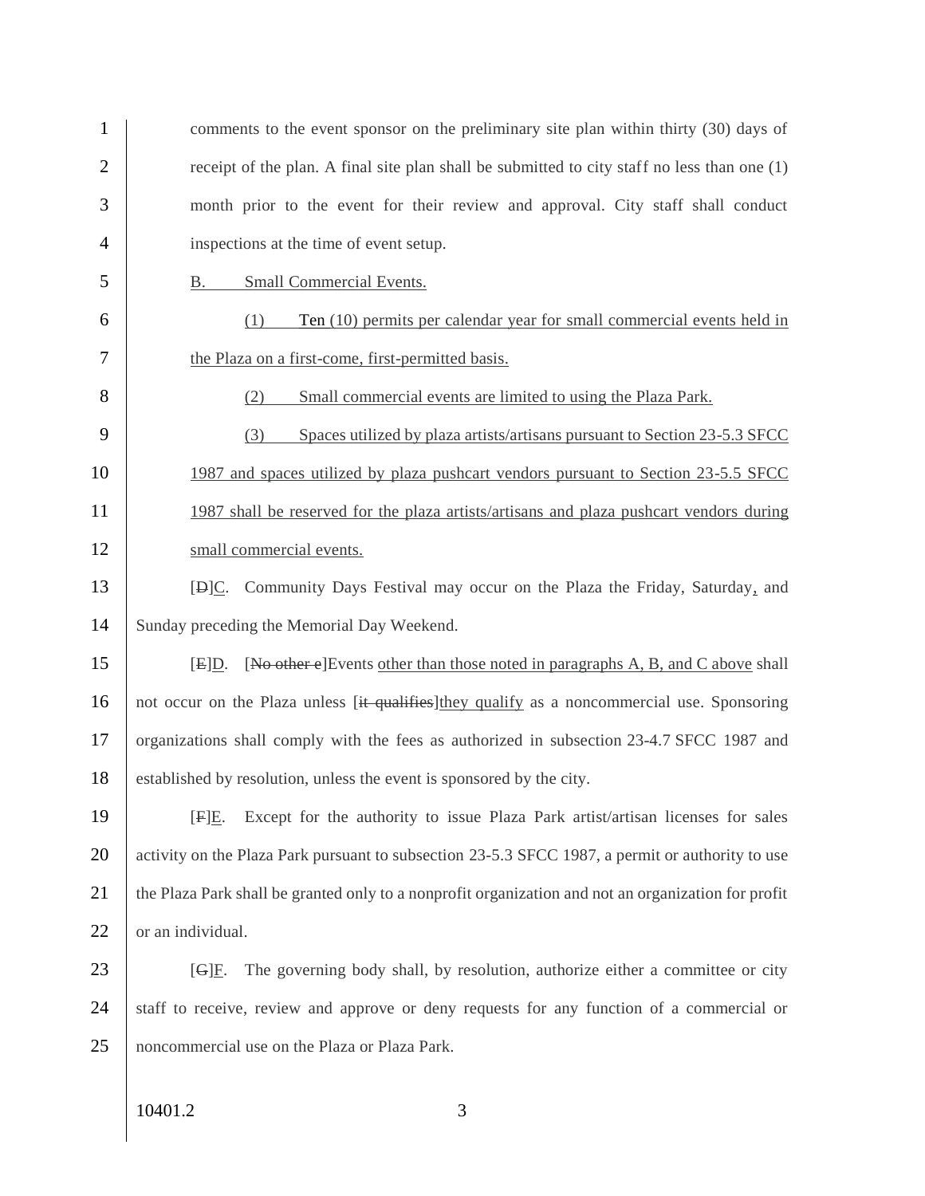comments to the event sponsor on the preliminary site plan within thirty (30) days of receipt of the plan. A final site plan shall be submitted to city staff no less than one (1) month prior to the event for their review and approval. City staff shall conduct inspections at the time of event setup.

<u>B. Small Commercial Events.</u>

<u>(1) Ten (10) permits per calendar year for small commercial events held in the Plaza on a first-come, first-permitted basis.</u>

<u>(2) Small commercial events are limited to using the Plaza Park.</u>

<u>(3) Spaces utilized by plaza artists/artisans pursuant to Section 23-5.3 SFCC 1987 and spaces utilized by plaza pushcart vendors pursuant to Section 23-5.5 SFCC 1987 shall be reserved for the plaza artists/artisans and plaza pushcart vendors during small commercial events.</u>

[~~D~~]<u>C</u>. Community Days Festival may occur on the Plaza the Friday, Saturday<u>,</u> and Sunday preceding the Memorial Day Weekend.

[~~E~~]<u>D</u>. [~~No other e~~]Events <u>other than those noted in paragraphs A, B, and C above</u> shall not occur on the Plaza unless [~~it qualifies~~]<u>they qualify</u> as a noncommercial use. Sponsoring organizations shall comply with the fees as authorized in subsection 23-4.7 SFCC 1987 and established by resolution, unless the event is sponsored by the city.

[~~F~~]<u>E</u>. Except for the authority to issue Plaza Park artist/artisan licenses for sales activity on the Plaza Park pursuant to subsection 23-5.3 SFCC 1987, a permit or authority to use the Plaza Park shall be granted only to a nonprofit organization and not an organization for profit or an individual.

[~~G~~]<u>F</u>. The governing body shall, by resolution, authorize either a committee or city staff to receive, review and approve or deny requests for any function of a commercial or noncommercial use on the Plaza or Plaza Park.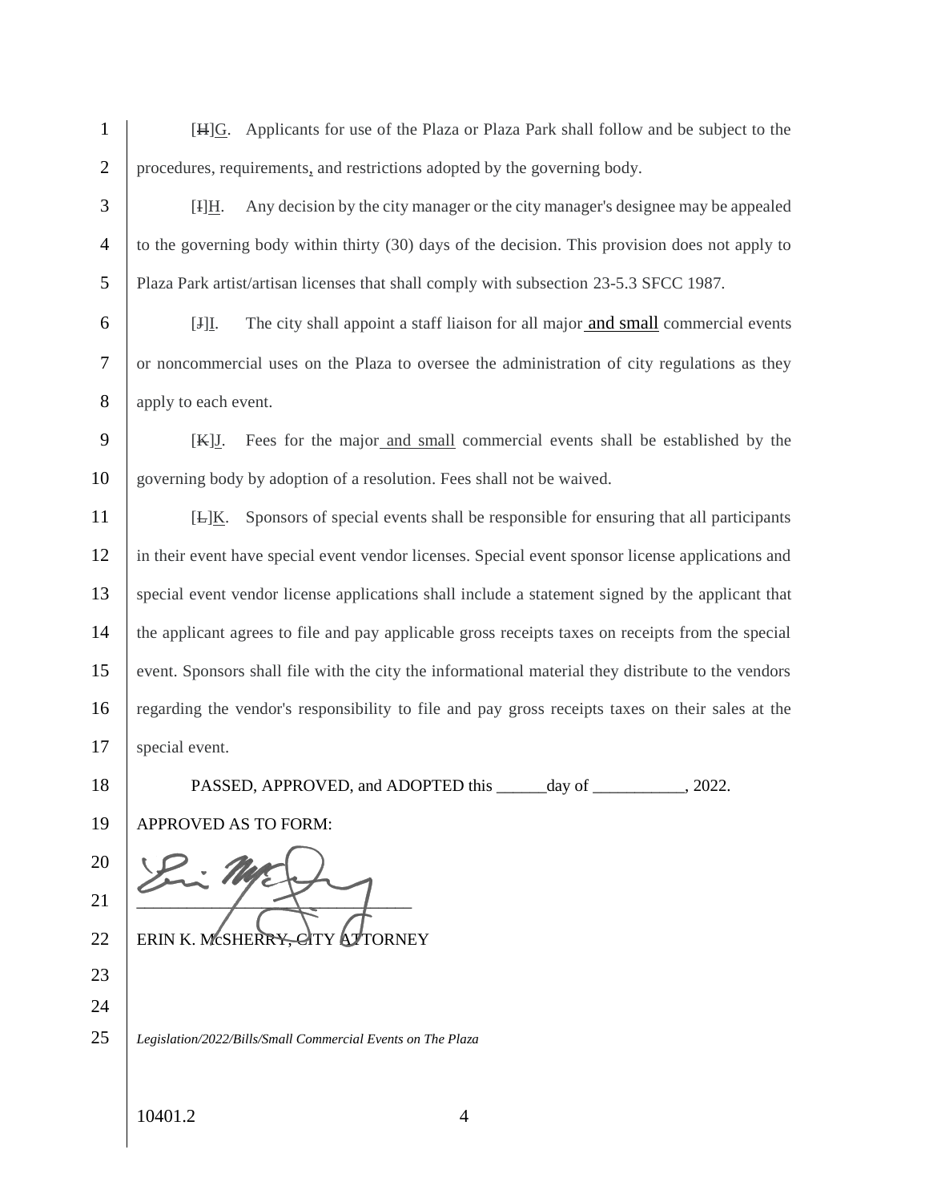[~~H~~]<u>G</u>. Applicants for use of the Plaza or Plaza Park shall follow and be subject to the procedures, requirements<u>,</u> and restrictions adopted by the governing body.

[~~I~~]<u>H</u>. Any decision by the city manager or the city manager's designee may be appealed to the governing body within thirty (30) days of the decision. This provision does not apply to Plaza Park artist/artisan licenses that shall comply with subsection 23-5.3 SFCC 1987.

[~~J~~]<u>I</u>. The city shall appoint a staff liaison for all major<u> and small</u> commercial events or noncommercial uses on the Plaza to oversee the administration of city regulations as they apply to each event.

[~~K~~]<u>J</u>. Fees for the major<u> and small</u> commercial events shall be established by the governing body by adoption of a resolution. Fees shall not be waived.

[~~L~~]<u>K</u>. Sponsors of special events shall be responsible for ensuring that all participants in their event have special event vendor licenses. Special event sponsor license applications and special event vendor license applications shall include a statement signed by the applicant that the applicant agrees to file and pay applicable gross receipts taxes on receipts from the special event. Sponsors shall file with the city the informational material they distribute to the vendors regarding the vendor's responsibility to file and pay gross receipts taxes on their sales at the special event.

PASSED, APPROVED, and ADOPTED this ______day of ___________, 2022.

APPROVED AS TO FORM:

______________________________

ERIN K. McSHERRY, CITY ATTORNEY

*Legislation/2022/Bills/Small Commercial Events on The Plaza*

10401.2